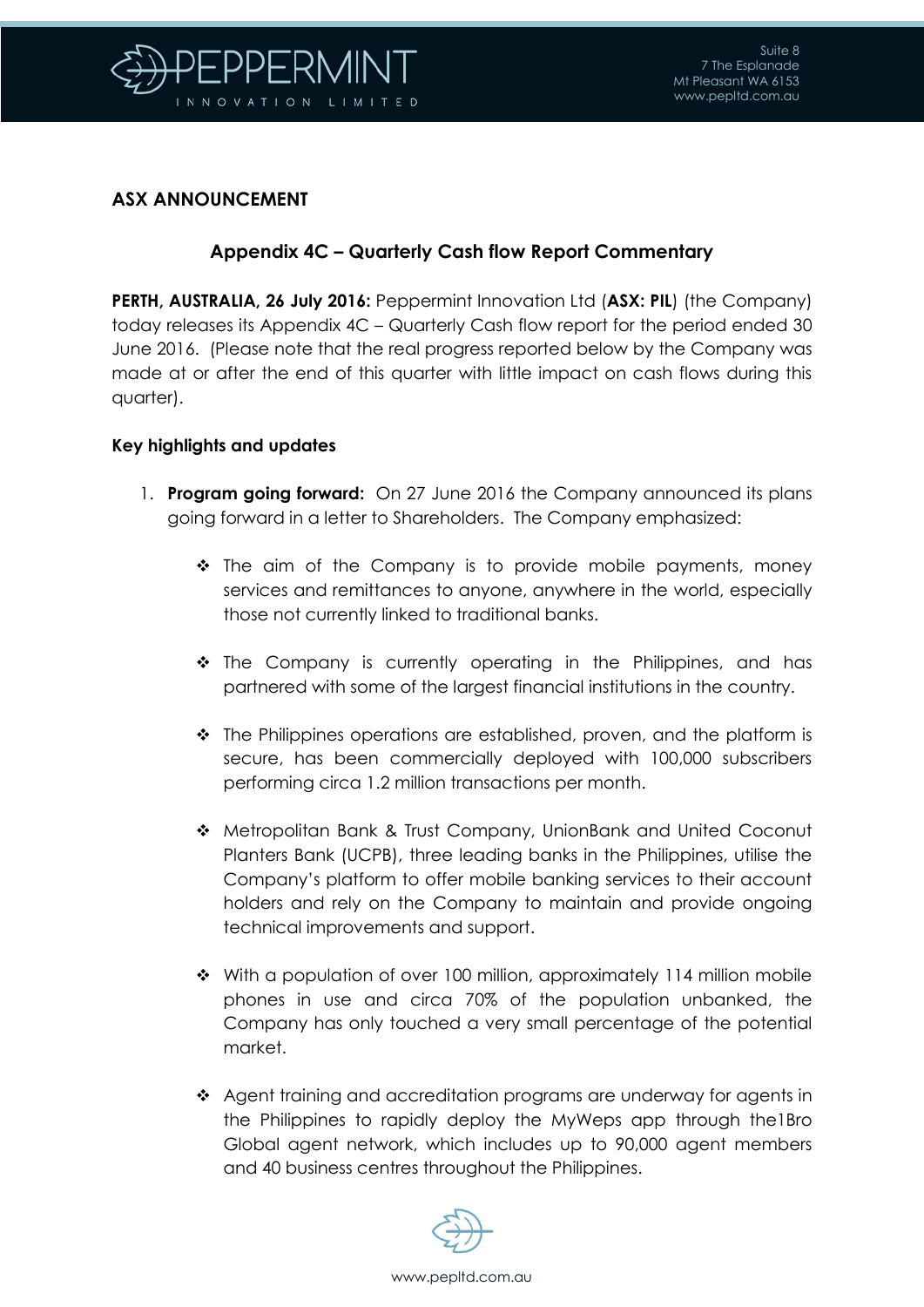## ASX ANNOUNCEMENT

### Appendix 4C – Quarterly Cash flow Report Commentary

**PERTH, AUSTRALIA, 26 July 2016:** Peppermint Innovation Ltd (**ASX: PIL**) (the Company) today releases its Appendix 4C – Quarterly Cash flow report for the period ended 30 June 2016. (Please note that the real progress reported below by the Company was made at or after the end of this quarter with little impact on cash flows during this quarter).

**Key highlights and updates**

1. **Program going forward:** On 27 June 2016 the Company announced its plans going forward in a letter to Shareholders. The Company emphasized:

   - The aim of the Company is to provide mobile payments, money services and remittances to anyone, anywhere in the world, especially those not currently linked to traditional banks.
   - The Company is currently operating in the Philippines, and has partnered with some of the largest financial institutions in the country.
   - The Philippines operations are established, proven, and the platform is secure, has been commercially deployed with 100,000 subscribers performing circa 1.2 million transactions per month.
   - Metropolitan Bank & Trust Company, UnionBank and United Coconut Planters Bank (UCPB), three leading banks in the Philippines, utilise the Company's platform to offer mobile banking services to their account holders and rely on the Company to maintain and provide ongoing technical improvements and support.
   - With a population of over 100 million, approximately 114 million mobile phones in use and circa 70% of the population unbanked, the Company has only touched a very small percentage of the potential market.
   - Agent training and accreditation programs are underway for agents in the Philippines to rapidly deploy the MyWeps app through the1Bro Global agent network, which includes up to 90,000 agent members and 40 business centres throughout the Philippines.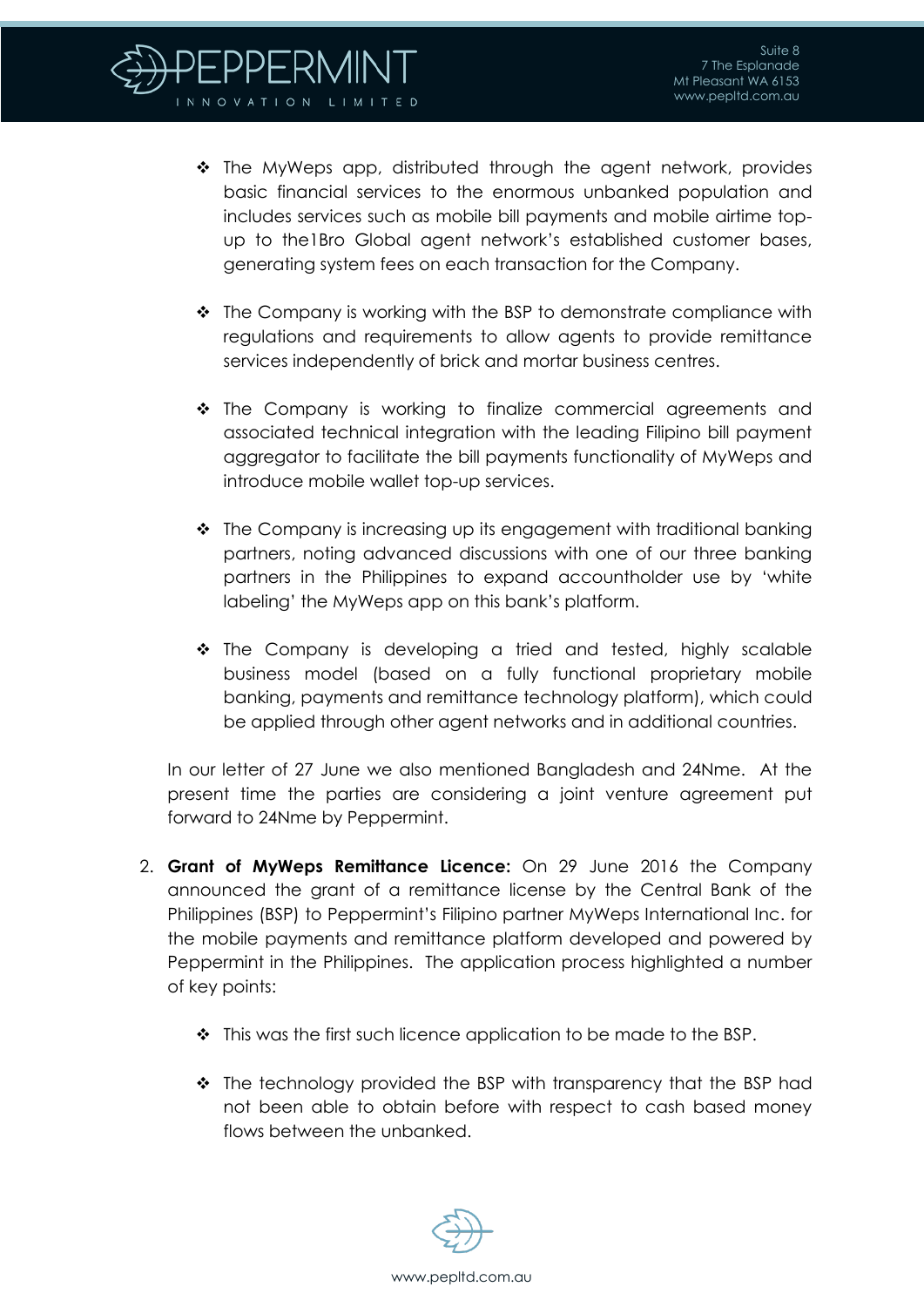- The MyWeps app, distributed through the agent network, provides basic financial services to the enormous unbanked population and includes services such as mobile bill payments and mobile airtime top-up to the1Bro Global agent network's established customer bases, generating system fees on each transaction for the Company.

- The Company is working with the BSP to demonstrate compliance with regulations and requirements to allow agents to provide remittance services independently of brick and mortar business centres.

- The Company is working to finalize commercial agreements and associated technical integration with the leading Filipino bill payment aggregator to facilitate the bill payments functionality of MyWeps and introduce mobile wallet top-up services.

- The Company is increasing up its engagement with traditional banking partners, noting advanced discussions with one of our three banking partners in the Philippines to expand accountholder use by 'white labeling' the MyWeps app on this bank's platform.

- The Company is developing a tried and tested, highly scalable business model (based on a fully functional proprietary mobile banking, payments and remittance technology platform), which could be applied through other agent networks and in additional countries.

In our letter of 27 June we also mentioned Bangladesh and 24Nme. At the present time the parties are considering a joint venture agreement put forward to 24Nme by Peppermint.

2. **Grant of MyWeps Remittance Licence:** On 29 June 2016 the Company announced the grant of a remittance license by the Central Bank of the Philippines (BSP) to Peppermint's Filipino partner MyWeps International Inc. for the mobile payments and remittance platform developed and powered by Peppermint in the Philippines. The application process highlighted a number of key points:

   - This was the first such licence application to be made to the BSP.

   - The technology provided the BSP with transparency that the BSP had not been able to obtain before with respect to cash based money flows between the unbanked.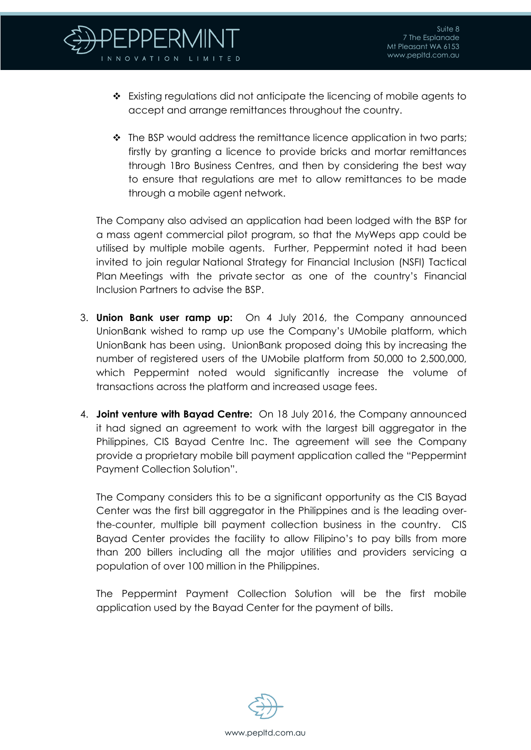- Existing regulations did not anticipate the licencing of mobile agents to accept and arrange remittances throughout the country.

- The BSP would address the remittance licence application in two parts; firstly by granting a licence to provide bricks and mortar remittances through 1Bro Business Centres, and then by considering the best way to ensure that regulations are met to allow remittances to be made through a mobile agent network.

The Company also advised an application had been lodged with the BSP for a mass agent commercial pilot program, so that the MyWeps app could be utilised by multiple mobile agents. Further, Peppermint noted it had been invited to join regular National Strategy for Financial Inclusion (NSFI) Tactical Plan Meetings with the private sector as one of the country's Financial Inclusion Partners to advise the BSP.

3. **Union Bank user ramp up:** On 4 July 2016, the Company announced UnionBank wished to ramp up use the Company's UMobile platform, which UnionBank has been using. UnionBank proposed doing this by increasing the number of registered users of the UMobile platform from 50,000 to 2,500,000, which Peppermint noted would significantly increase the volume of transactions across the platform and increased usage fees.

4. **Joint venture with Bayad Centre:** On 18 July 2016, the Company announced it had signed an agreement to work with the largest bill aggregator in the Philippines, CIS Bayad Centre Inc. The agreement will see the Company provide a proprietary mobile bill payment application called the "Peppermint Payment Collection Solution".

   The Company considers this to be a significant opportunity as the CIS Bayad Center was the first bill aggregator in the Philippines and is the leading over-the-counter, multiple bill payment collection business in the country. CIS Bayad Center provides the facility to allow Filipino's to pay bills from more than 200 billers including all the major utilities and providers servicing a population of over 100 million in the Philippines.

   The Peppermint Payment Collection Solution will be the first mobile application used by the Bayad Center for the payment of bills.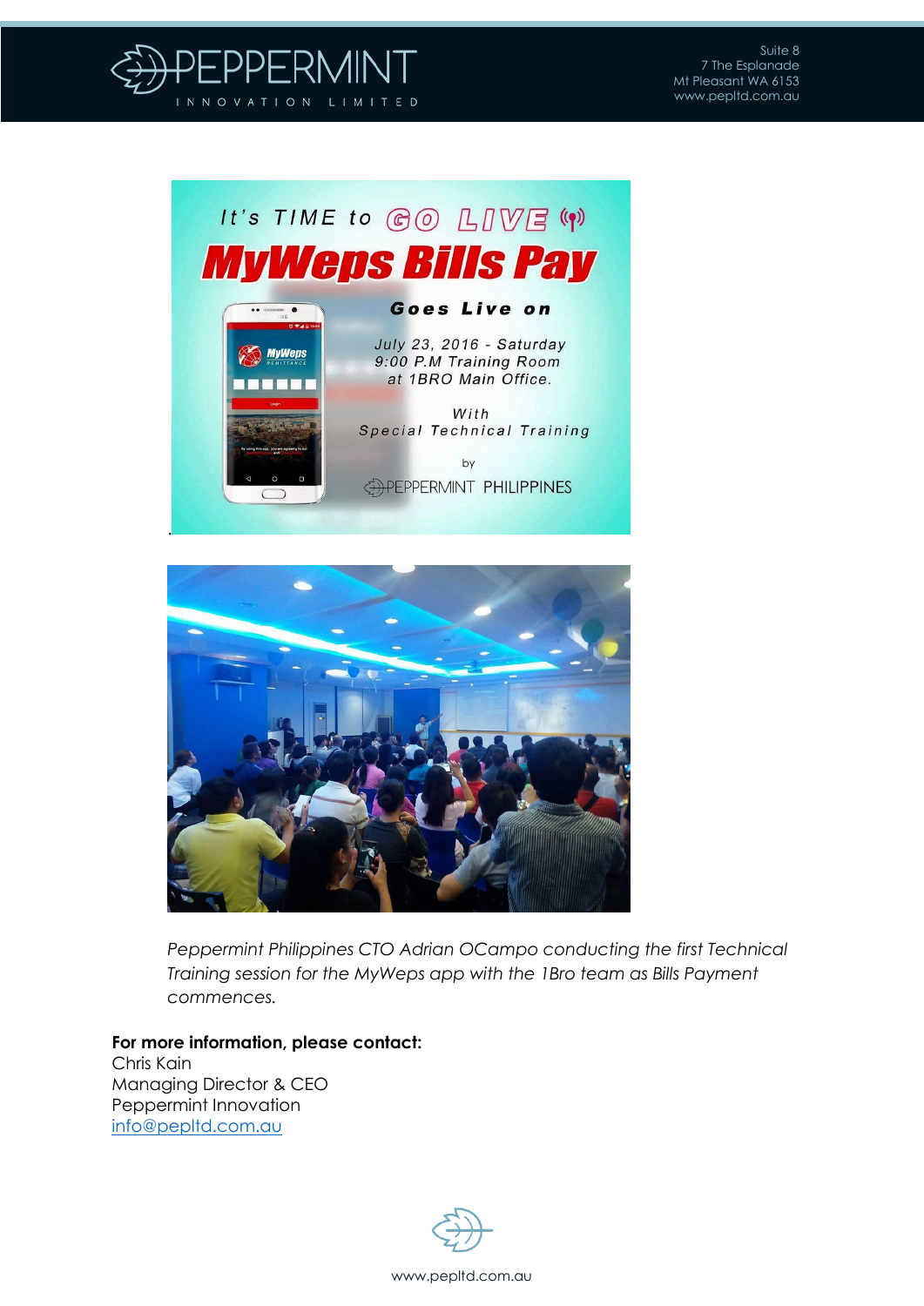*Peppermint Philippines CTO Adrian OCampo conducting the first Technical Training session for the MyWeps app with the 1Bro team as Bills Payment commences.*

**For more information, please contact:**
Chris Kain
Managing Director & CEO
Peppermint Innovation
info@pepltd.com.au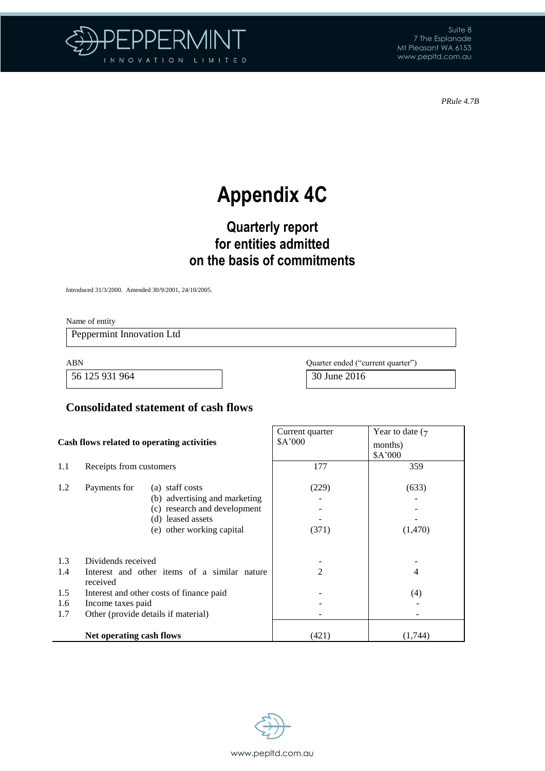*PRule 4.7B*

# Appendix 4C

## Quarterly report for entities admitted on the basis of commitments

Introduced 31/3/2000. Amended 30/9/2001, 24/10/2005.

Name of entity

| Peppermint Innovation Ltd |
|---|

| ABN | Quarter ended ("current quarter") |
|---|---|
| 56 125 931 964 | 30 June 2016 |

### Consolidated statement of cash flows

| | Cash flows related to operating activities | Current quarter $A'000 | Year to date (7 months) $A'000 |
|---|---|---|---|
| 1.1 | Receipts from customers | 177 | 359 |
| 1.2 | Payments for (a) staff costs | (229) | (633) |
| | (b) advertising and marketing | - | - |
| | (c) research and development | - | - |
| | (d) leased assets | - | - |
| | (e) other working capital | (371) | (1,470) |
| 1.3 | Dividends received | - | - |
| 1.4 | Interest and other items of a similar nature received | 2 | 4 |
| 1.5 | Interest and other costs of finance paid | - | (4) |
| 1.6 | Income taxes paid | - | - |
| 1.7 | Other (provide details if material) | - | - |
| | **Net operating cash flows** | (421) | (1,744) |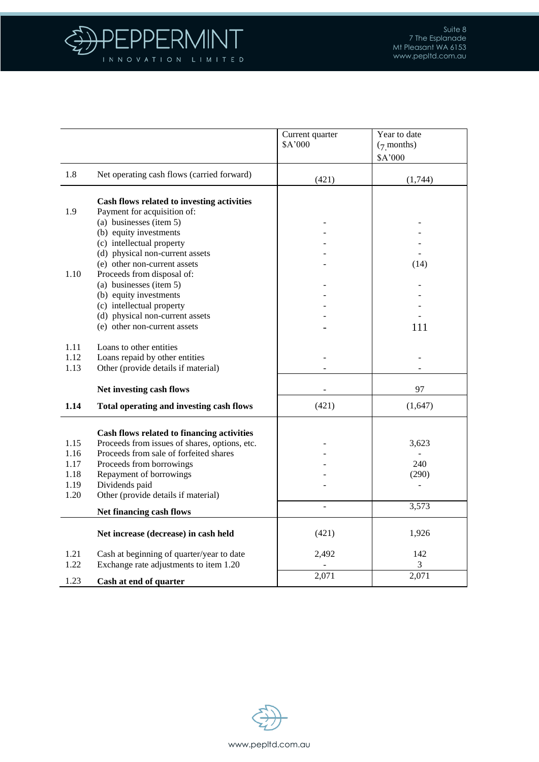| | | Current quarter $A'000 | Year to date (7 months) $A'000 |
|---|---|---|---|
| 1.8 | Net operating cash flows (carried forward) | (421) | (1,744) |
| | **Cash flows related to investing activities** | | |
| 1.9 | Payment for acquisition of: | | |
| | (a) businesses (item 5) | - | - |
| | (b) equity investments | - | - |
| | (c) intellectual property | - | - |
| | (d) physical non-current assets | - | - |
| | (e) other non-current assets | - | (14) |
| 1.10 | Proceeds from disposal of: | | |
| | (a) businesses (item 5) | - | - |
| | (b) equity investments | - | - |
| | (c) intellectual property | - | - |
| | (d) physical non-current assets | - | - |
| | (e) other non-current assets | - | 111 |
| 1.11 | Loans to other entities | | |
| 1.12 | Loans repaid by other entities | - | - |
| 1.13 | Other (provide details if material) | - | - |
| | **Net investing cash flows** | - | 97 |
| **1.14** | **Total operating and investing cash flows** | (421) | (1,647) |
| | **Cash flows related to financing activities** | | |
| 1.15 | Proceeds from issues of shares, options, etc. | - | 3,623 |
| 1.16 | Proceeds from sale of forfeited shares | - | - |
| 1.17 | Proceeds from borrowings | - | 240 |
| 1.18 | Repayment of borrowings | - | (290) |
| 1.19 | Dividends paid | - | - |
| 1.20 | Other (provide details if material) | | |
| | **Net financing cash flows** | - | 3,573 |
| | **Net increase (decrease) in cash held** | (421) | 1,926 |
| 1.21 | Cash at beginning of quarter/year to date | 2,492 | 142 |
| 1.22 | Exchange rate adjustments to item 1.20 | - | 3 |
| 1.23 | **Cash at end of quarter** | 2,071 | 2,071 |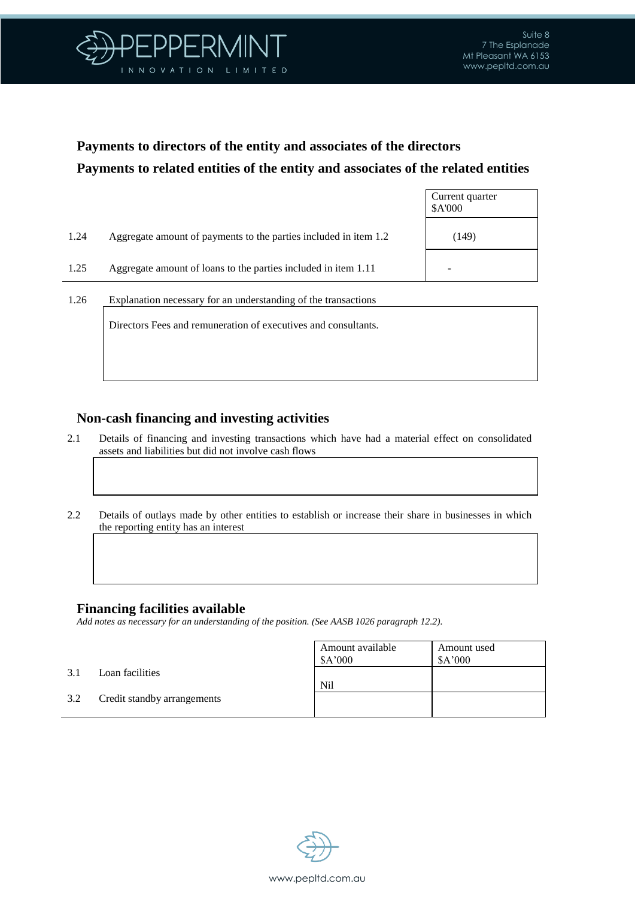## Payments to directors of the entity and associates of the directors
## Payments to related entities of the entity and associates of the related entities

| | | Current quarter $A'000 |
|---|---|---|
| 1.24 | Aggregate amount of payments to the parties included in item 1.2 | (149) |
| 1.25 | Aggregate amount of loans to the parties included in item 1.11 | - |

1.26 Explanation necessary for an understanding of the transactions

Directors Fees and remuneration of executives and consultants.

## Non-cash financing and investing activities

2.1 Details of financing and investing transactions which have had a material effect on consolidated assets and liabilities but did not involve cash flows

2.2 Details of outlays made by other entities to establish or increase their share in businesses in which the reporting entity has an interest

## Financing facilities available

*Add notes as necessary for an understanding of the position. (See AASB 1026 paragraph 12.2).*

| | | Amount available $A'000 | Amount used $A'000 |
|---|---|---|---|
| 3.1 | Loan facilities | Nil | |
| 3.2 | Credit standby arrangements | | |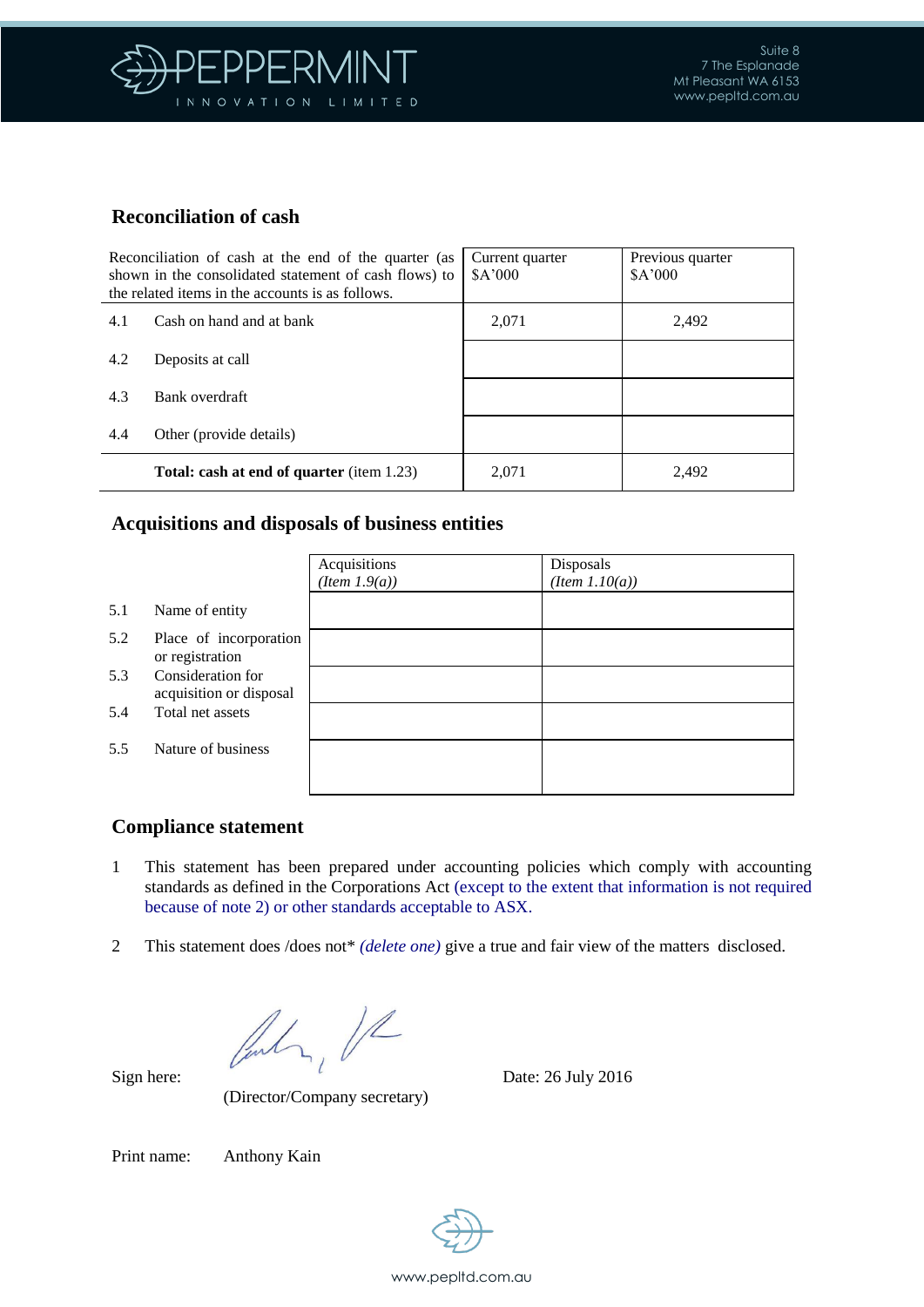## Reconciliation of cash

| Reconciliation of cash at the end of the quarter (as shown in the consolidated statement of cash flows) to the related items in the accounts is as follows. | | Current quarter $A'000 | Previous quarter $A'000 |
|---|---|---|---|
| 4.1 | Cash on hand and at bank | 2,071 | 2,492 |
| 4.2 | Deposits at call | | |
| 4.3 | Bank overdraft | | |
| 4.4 | Other (provide details) | | |
| | **Total: cash at end of quarter** (item 1.23) | 2,071 | 2,492 |

## Acquisitions and disposals of business entities

| | | Acquisitions *(Item 1.9(a))* | Disposals *(Item 1.10(a))* |
|---|---|---|---|
| 5.1 | Name of entity | | |
| 5.2 | Place of incorporation or registration | | |
| 5.3 | Consideration for acquisition or disposal | | |
| 5.4 | Total net assets | | |
| 5.5 | Nature of business | | |

## Compliance statement

1. This statement has been prepared under accounting policies which comply with accounting standards as defined in the Corporations Act (except to the extent that information is not required because of note 2) or other standards acceptable to ASX.

2. This statement does /does not* *(delete one)* give a true and fair view of the matters disclosed.

Sign here: (Director/Company secretary) Date: 26 July 2016

Print name: Anthony Kain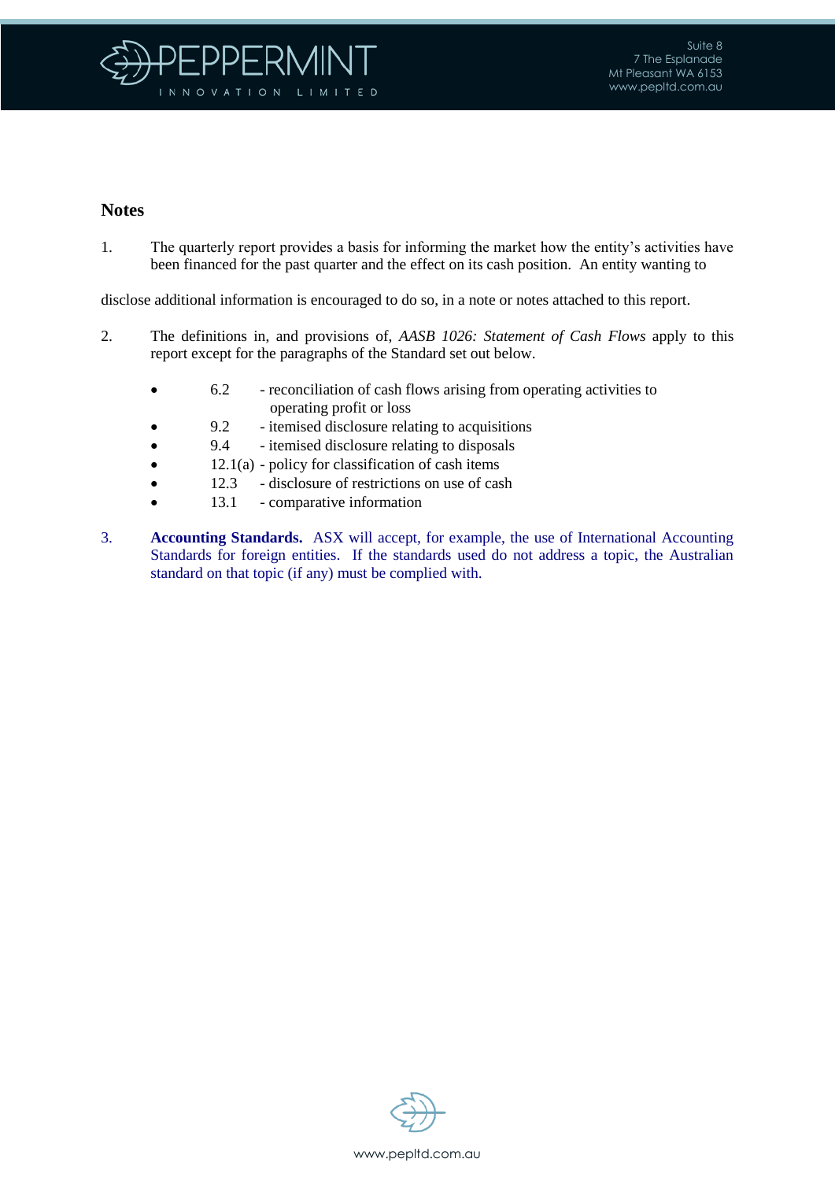## Notes

1. The quarterly report provides a basis for informing the market how the entity's activities have been financed for the past quarter and the effect on its cash position. An entity wanting to

disclose additional information is encouraged to do so, in a note or notes attached to this report.

2. The definitions in, and provisions of, *AASB 1026: Statement of Cash Flows* apply to this report except for the paragraphs of the Standard set out below.

   - 6.2 - reconciliation of cash flows arising from operating activities to operating profit or loss
   - 9.2 - itemised disclosure relating to acquisitions
   - 9.4 - itemised disclosure relating to disposals
   - 12.1(a) - policy for classification of cash items
   - 12.3 - disclosure of restrictions on use of cash
   - 13.1 - comparative information

3. **Accounting Standards.** ASX will accept, for example, the use of International Accounting Standards for foreign entities. If the standards used do not address a topic, the Australian standard on that topic (if any) must be complied with.